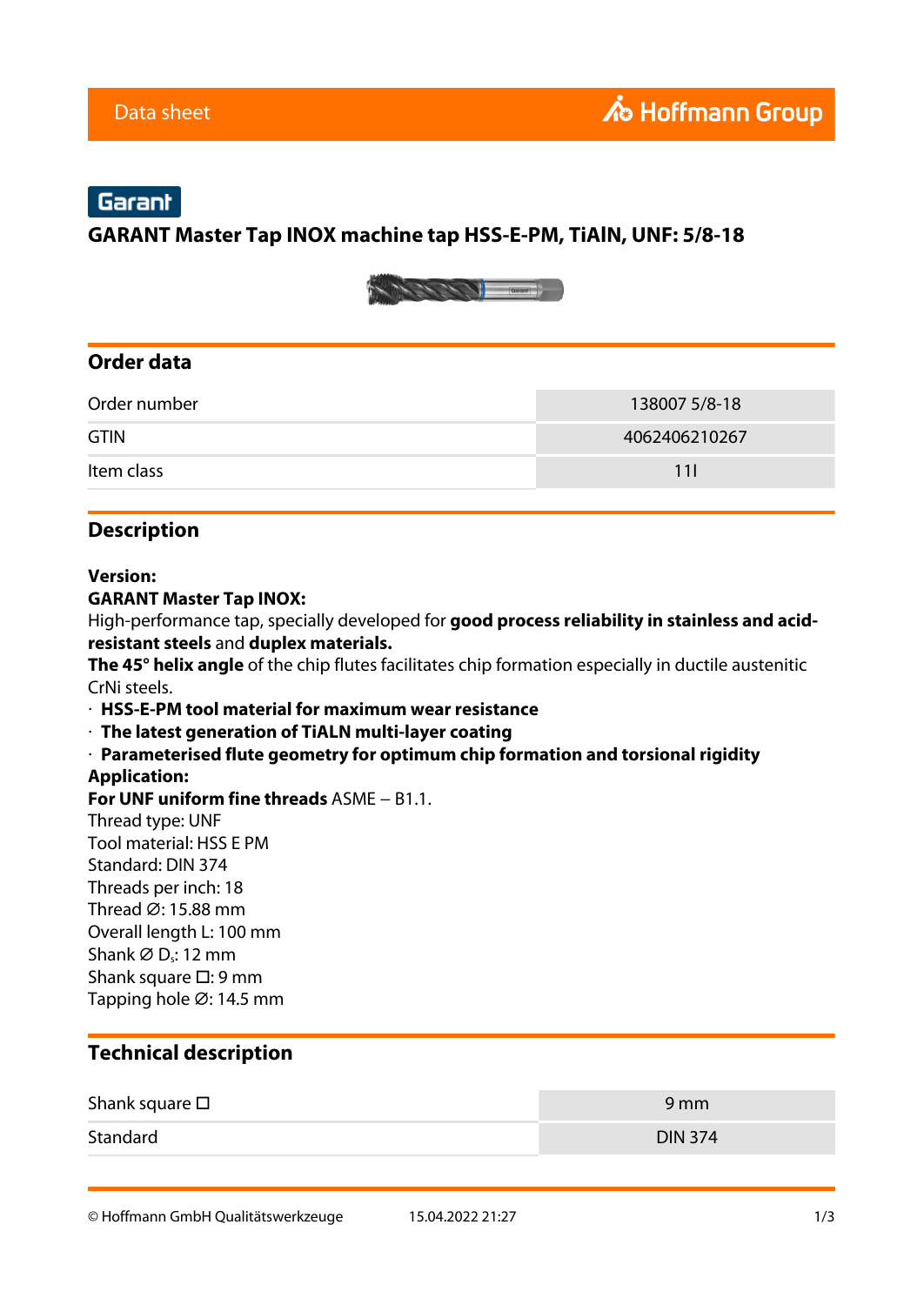Data sheet

Hoffmann Group

Garant

# GARANT Master Tap INOX machine tap HSS-E-PM, TiAlN, UNF: 5/8-18

## Order data

| | |
|---|---|
| Order number | 138007 5/8-18 |
| GTIN | 4062406210267 |
| Item class | 11I |

## Description

**Version:**
**GARANT Master Tap INOX:**
High-performance tap, specially developed for **good process reliability in stainless and acid-resistant steels** and **duplex materials.**
**The 45° helix angle** of the chip flutes facilitates chip formation especially in ductile austenitic CrNi steels.

- **HSS-E-PM tool material for maximum wear resistance**
- **The latest generation of TiALN multi-layer coating**
- **Parameterised flute geometry for optimum chip formation and torsional rigidity**

**Application:**
**For UNF uniform fine threads** ASME – B1.1.
Thread type: UNF
Tool material: HSS E PM
Standard: DIN 374
Threads per inch: 18
Thread Ø: 15.88 mm
Overall length L: 100 mm
Shank Ø $D_s$: 12 mm
Shank square ☐: 9 mm
Tapping hole Ø: 14.5 mm

## Technical description

| | |
|---|---|
| Shank square ☐ | 9 mm |
| Standard | DIN 374 |

© Hoffmann GmbH Qualitätswerkzeuge 15.04.2022 21:27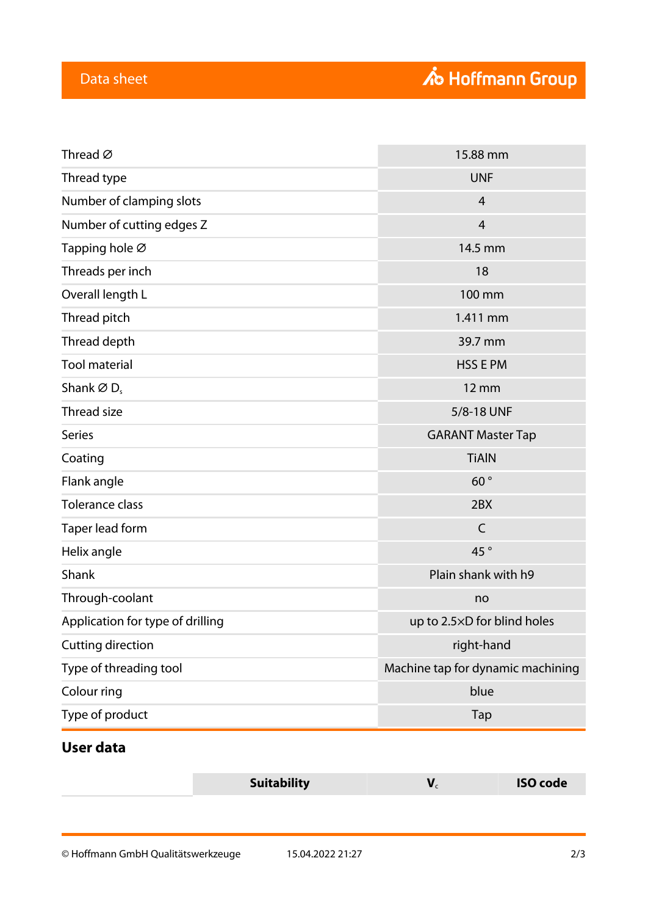| | |
|---|---|
| Thread ∅ | 15.88 mm |
| Thread type | UNF |
| Number of clamping slots | 4 |
| Number of cutting edges Z | 4 |
| Tapping hole ∅ | 14.5 mm |
| Threads per inch | 18 |
| Overall length L | 100 mm |
| Thread pitch | 1.411 mm |
| Thread depth | 39.7 mm |
| Tool material | HSS E PM |
| Shank ∅ $D_s$ | 12 mm |
| Thread size | 5/8-18 UNF |
| Series | GARANT Master Tap |
| Coating | TiAlN |
| Flank angle | 60 ° |
| Tolerance class | 2BX |
| Taper lead form | C |
| Helix angle | 45 ° |
| Shank | Plain shank with h9 |
| Through-coolant | no |
| Application for type of drilling | up to 2.5×D for blind holes |
| Cutting direction | right-hand |
| Type of threading tool | Machine tap for dynamic machining |
| Colour ring | blue |
| Type of product | Tap |

## User data

| | Suitability | $V_c$ | ISO code |
|---|---|---|---|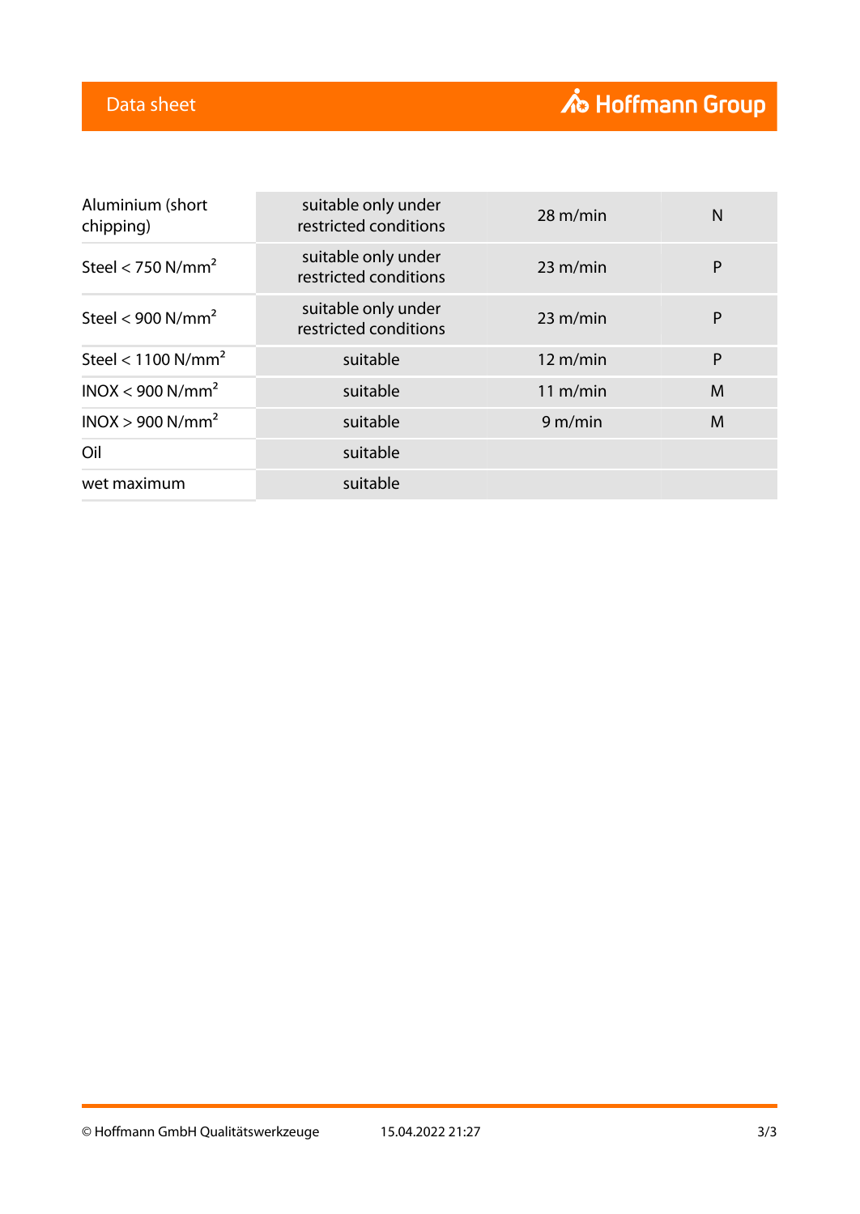| | | | |
|---|---|---|---|
| Aluminium (short chipping) | suitable only under restricted conditions | 28 m/min | N |
| Steel < 750 N/mm² | suitable only under restricted conditions | 23 m/min | P |
| Steel < 900 N/mm² | suitable only under restricted conditions | 23 m/min | P |
| Steel < 1100 N/mm² | suitable | 12 m/min | P |
| INOX < 900 N/mm² | suitable | 11 m/min | M |
| INOX > 900 N/mm² | suitable | 9 m/min | M |
| Oil | suitable | | |
| wet maximum | suitable | | |